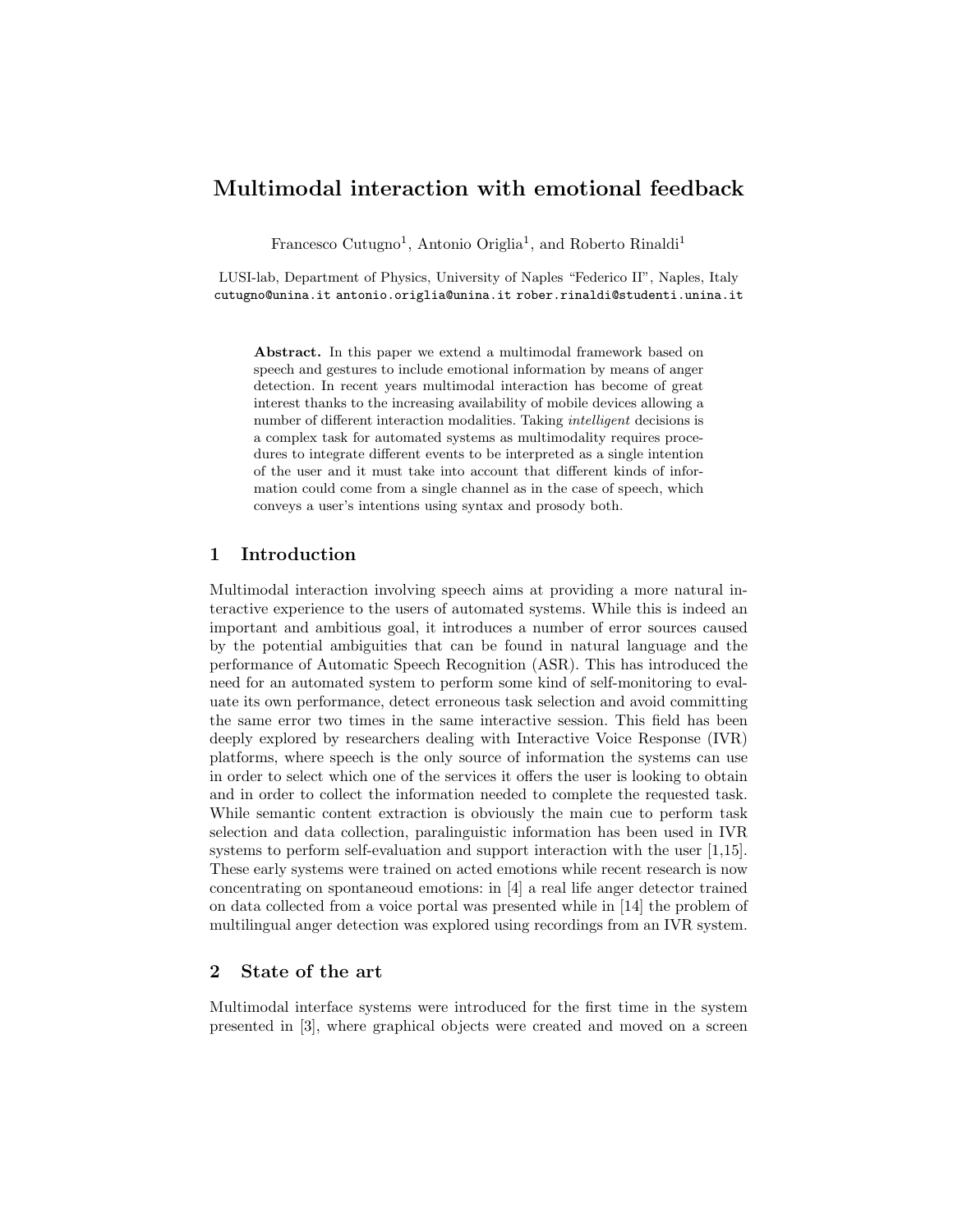# Multimodal interaction with emotional feedback

Francesco Cutugno[1], Antonio Origlia[1], and Roberto Rinaldi[1]

LUSI-lab, Department of Physics, University of Naples "Federico II", Naples, Italy
cutugno@unina.it antonio.origlia@unina.it rober.rinaldi@studenti.unina.it

**Abstract.** In this paper we extend a multimodal framework based on speech and gestures to include emotional information by means of anger detection. In recent years multimodal interaction has become of great interest thanks to the increasing availability of mobile devices allowing a number of different interaction modalities. Taking *intelligent* decisions is a complex task for automated systems as multimodality requires procedures to integrate different events to be interpreted as a single intention of the user and it must take into account that different kinds of information could come from a single channel as in the case of speech, which conveys a user's intentions using syntax and prosody both.

## 1 Introduction

Multimodal interaction involving speech aims at providing a more natural interactive experience to the users of automated systems. While this is indeed an important and ambitious goal, it introduces a number of error sources caused by the potential ambiguities that can be found in natural language and the performance of Automatic Speech Recognition (ASR). This has introduced the need for an automated system to perform some kind of self-monitoring to evaluate its own performance, detect erroneous task selection and avoid committing the same error two times in the same interactive session. This field has been deeply explored by researchers dealing with Interactive Voice Response (IVR) platforms, where speech is the only source of information the systems can use in order to select which one of the services it offers the user is looking to obtain and in order to collect the information needed to complete the requested task. While semantic content extraction is obviously the main cue to perform task selection and data collection, paralinguistic information has been used in IVR systems to perform self-evaluation and support interaction with the user [1,15]. These early systems were trained on acted emotions while recent research is now concentrating on spontaneoud emotions: in [4] a real life anger detector trained on data collected from a voice portal was presented while in [14] the problem of multilingual anger detection was explored using recordings from an IVR system.

## 2 State of the art

Multimodal interface systems were introduced for the first time in the system presented in [3], where graphical objects were created and moved on a screen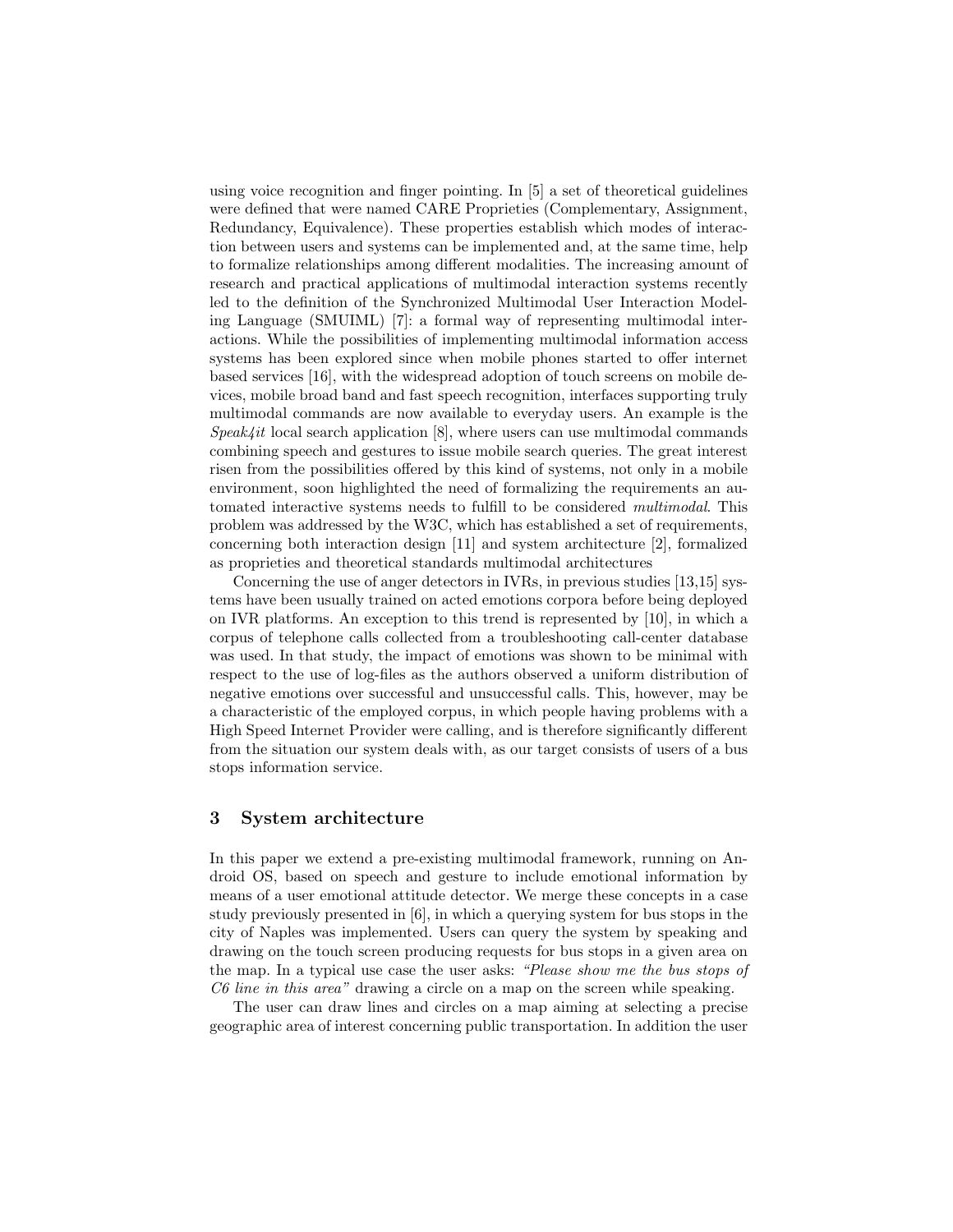using voice recognition and finger pointing. In [5] a set of theoretical guidelines were defined that were named CARE Proprieties (Complementary, Assignment, Redundancy, Equivalence). These properties establish which modes of interaction between users and systems can be implemented and, at the same time, help to formalize relationships among different modalities. The increasing amount of research and practical applications of multimodal interaction systems recently led to the definition of the Synchronized Multimodal User Interaction Modeling Language (SMUIML) [7]: a formal way of representing multimodal interactions. While the possibilities of implementing multimodal information access systems has been explored since when mobile phones started to offer internet based services [16], with the widespread adoption of touch screens on mobile devices, mobile broad band and fast speech recognition, interfaces supporting truly multimodal commands are now available to everyday users. An example is the *Speak4it* local search application [8], where users can use multimodal commands combining speech and gestures to issue mobile search queries. The great interest risen from the possibilities offered by this kind of systems, not only in a mobile environment, soon highlighted the need of formalizing the requirements an automated interactive systems needs to fulfill to be considered *multimodal*. This problem was addressed by the W3C, which has established a set of requirements, concerning both interaction design [11] and system architecture [2], formalized as proprieties and theoretical standards multimodal architectures

Concerning the use of anger detectors in IVRs, in previous studies [13,15] systems have been usually trained on acted emotions corpora before being deployed on IVR platforms. An exception to this trend is represented by [10], in which a corpus of telephone calls collected from a troubleshooting call-center database was used. In that study, the impact of emotions was shown to be minimal with respect to the use of log-files as the authors observed a uniform distribution of negative emotions over successful and unsuccessful calls. This, however, may be a characteristic of the employed corpus, in which people having problems with a High Speed Internet Provider were calling, and is therefore significantly different from the situation our system deals with, as our target consists of users of a bus stops information service.

## 3 System architecture

In this paper we extend a pre-existing multimodal framework, running on Android OS, based on speech and gesture to include emotional information by means of a user emotional attitude detector. We merge these concepts in a case study previously presented in [6], in which a querying system for bus stops in the city of Naples was implemented. Users can query the system by speaking and drawing on the touch screen producing requests for bus stops in a given area on the map. In a typical use case the user asks: *"Please show me the bus stops of C6 line in this area"* drawing a circle on a map on the screen while speaking.

The user can draw lines and circles on a map aiming at selecting a precise geographic area of interest concerning public transportation. In addition the user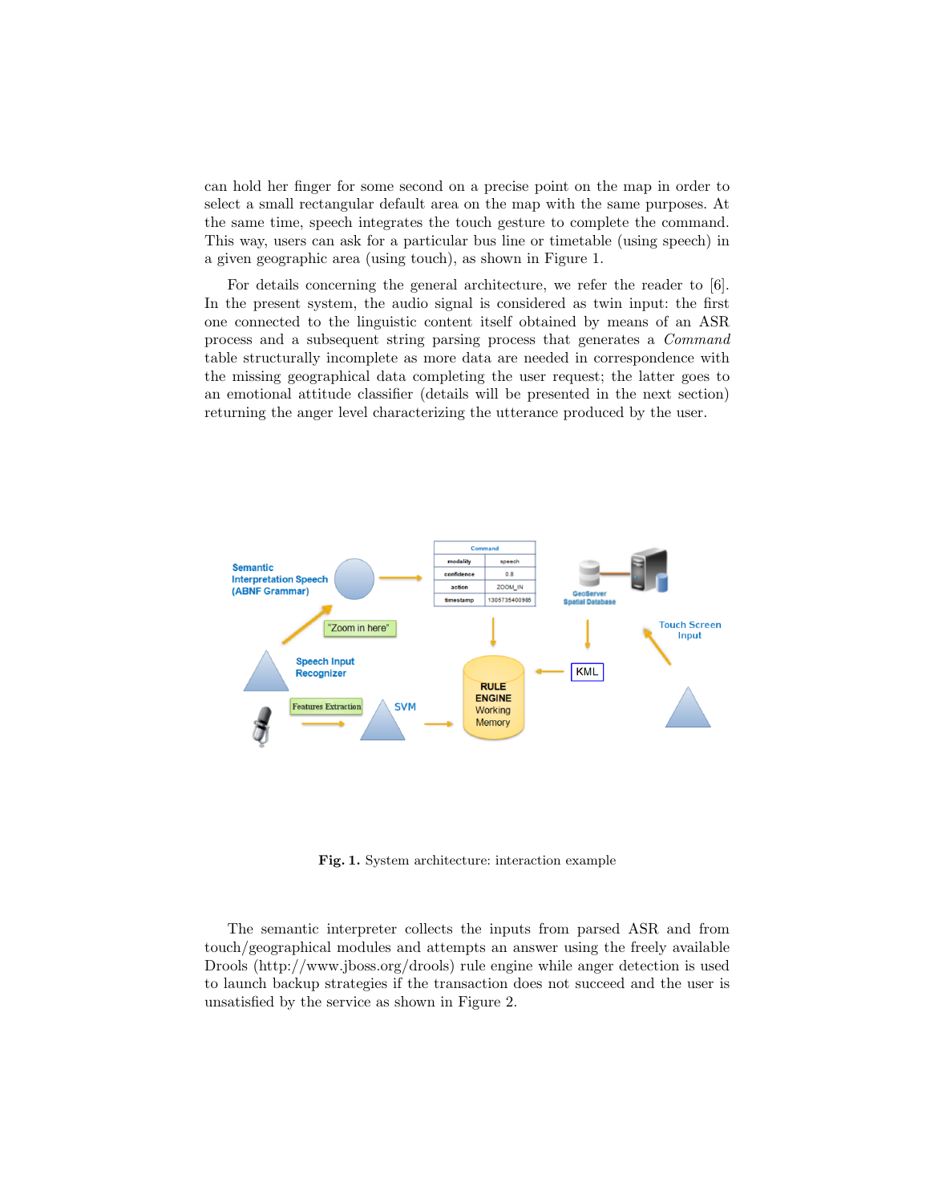can hold her finger for some second on a precise point on the map in order to select a small rectangular default area on the map with the same purposes. At the same time, speech integrates the touch gesture to complete the command. This way, users can ask for a particular bus line or timetable (using speech) in a given geographic area (using touch), as shown in Figure 1.

For details concerning the general architecture, we refer the reader to [6]. In the present system, the audio signal is considered as twin input: the first one connected to the linguistic content itself obtained by means of an ASR process and a subsequent string parsing process that generates a *Command* table structurally incomplete as more data are needed in correspondence with the missing geographical data completing the user request; the latter goes to an emotional attitude classifier (details will be presented in the next section) returning the anger level characterizing the utterance produced by the user.

**Fig. 1.** System architecture: interaction example

The semantic interpreter collects the inputs from parsed ASR and from touch/geographical modules and attempts an answer using the freely available Drools (http://www.jboss.org/drools) rule engine while anger detection is used to launch backup strategies if the transaction does not succeed and the user is unsatisfied by the service as shown in Figure 2.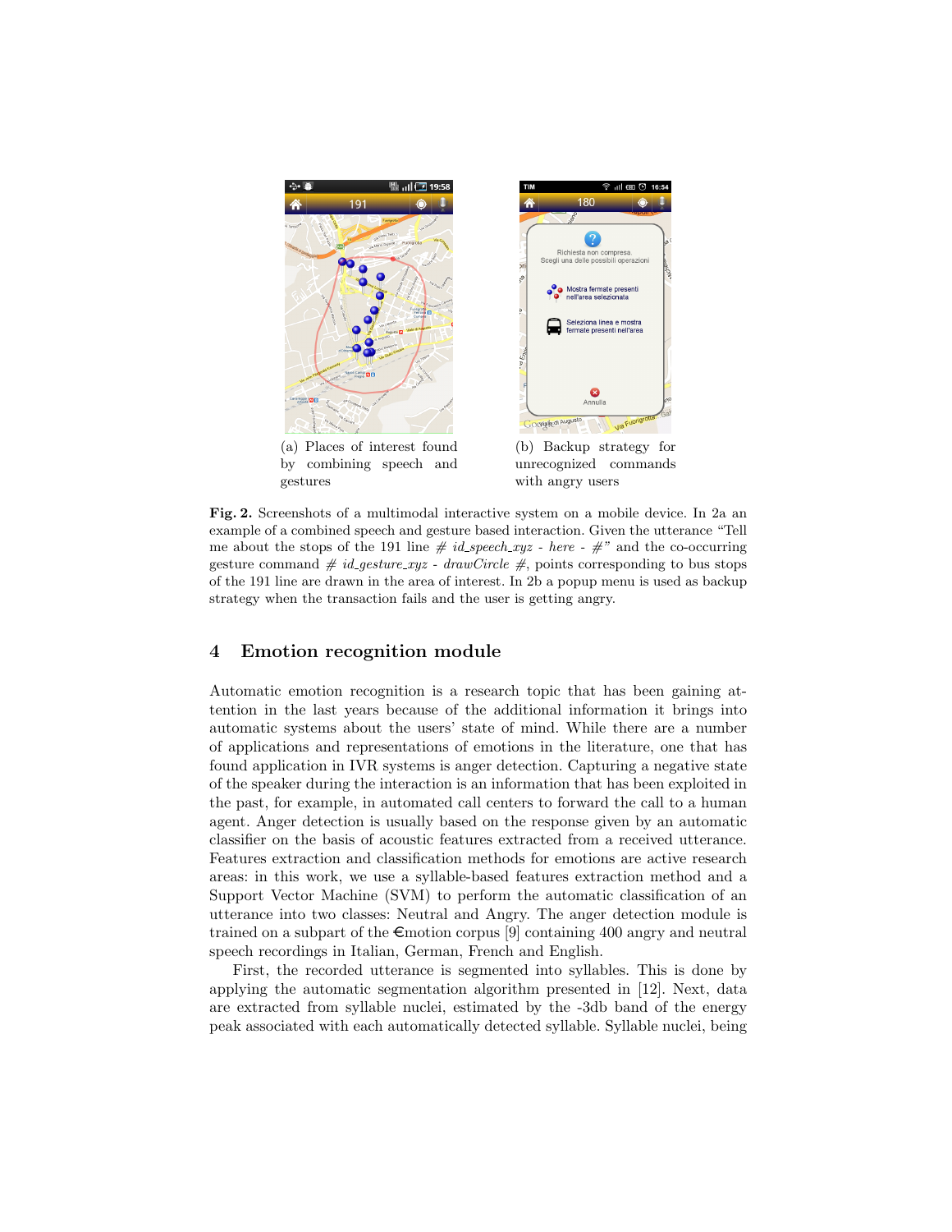(a) Places of interest found by combining speech and gestures

(b) Backup strategy for unrecognized commands with angry users

**Fig. 2.** Screenshots of a multimodal interactive system on a mobile device. In 2a an example of a combined speech and gesture based interaction. Given the utterance "Tell me about the stops of the 191 line *# id_speech_xyz - here - #*" and the co-occurring gesture command *# id_gesture_xyz - drawCircle #*, points corresponding to bus stops of the 191 line are drawn in the area of interest. In 2b a popup menu is used as backup strategy when the transaction fails and the user is getting angry.

## 4 Emotion recognition module

Automatic emotion recognition is a research topic that has been gaining attention in the last years because of the additional information it brings into automatic systems about the users' state of mind. While there are a number of applications and representations of emotions in the literature, one that has found application in IVR systems is anger detection. Capturing a negative state of the speaker during the interaction is an information that has been exploited in the past, for example, in automated call centers to forward the call to a human agent. Anger detection is usually based on the response given by an automatic classifier on the basis of acoustic features extracted from a received utterance. Features extraction and classification methods for emotions are active research areas: in this work, we use a syllable-based features extraction method and a Support Vector Machine (SVM) to perform the automatic classification of an utterance into two classes: Neutral and Angry. The anger detection module is trained on a subpart of the €motion corpus [9] containing 400 angry and neutral speech recordings in Italian, German, French and English.

First, the recorded utterance is segmented into syllables. This is done by applying the automatic segmentation algorithm presented in [12]. Next, data are extracted from syllable nuclei, estimated by the -3db band of the energy peak associated with each automatically detected syllable. Syllable nuclei, being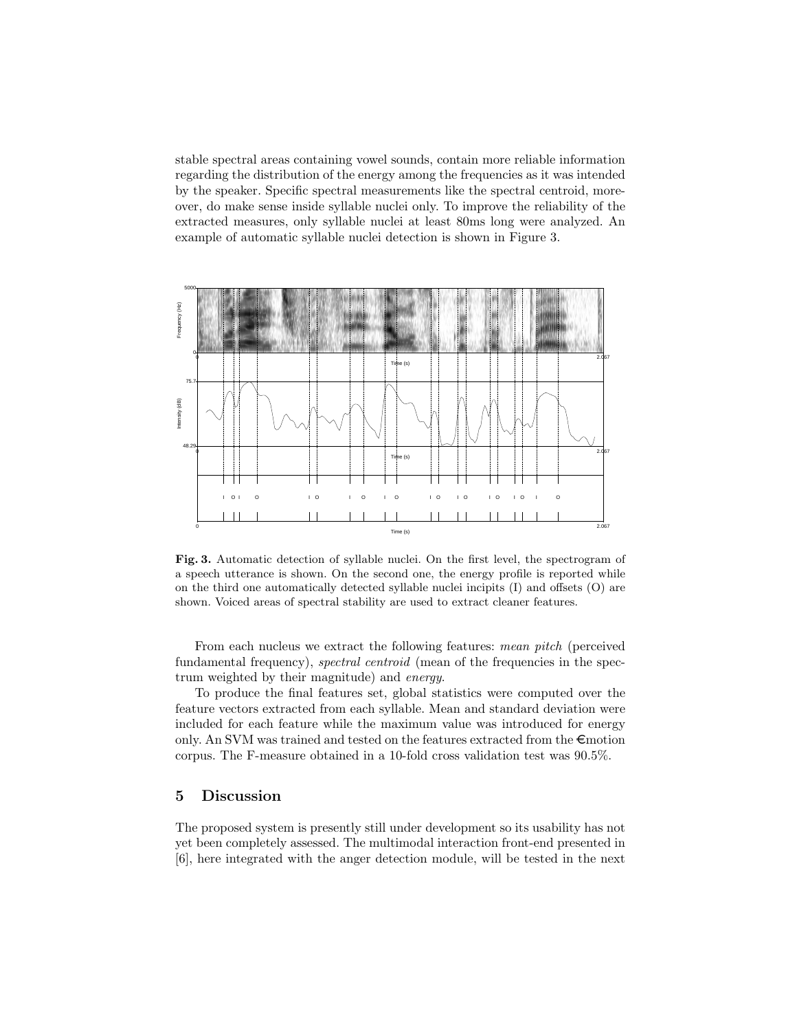stable spectral areas containing vowel sounds, contain more reliable information regarding the distribution of the energy among the frequencies as it was intended by the speaker. Specific spectral measurements like the spectral centroid, moreover, do make sense inside syllable nuclei only. To improve the reliability of the extracted measures, only syllable nuclei at least 80ms long were analyzed. An example of automatic syllable nuclei detection is shown in Figure 3.

**Fig. 3.** Automatic detection of syllable nuclei. On the first level, the spectrogram of a speech utterance is shown. On the second one, the energy profile is reported while on the third one automatically detected syllable nuclei incipits (I) and offsets (O) are shown. Voiced areas of spectral stability are used to extract cleaner features.

From each nucleus we extract the following features: *mean pitch* (perceived fundamental frequency), *spectral centroid* (mean of the frequencies in the spectrum weighted by their magnitude) and *energy*.

To produce the final features set, global statistics were computed over the feature vectors extracted from each syllable. Mean and standard deviation were included for each feature while the maximum value was introduced for energy only. An SVM was trained and tested on the features extracted from the €motion corpus. The F-measure obtained in a 10-fold cross validation test was 90.5%.

## 5 Discussion

The proposed system is presently still under development so its usability has not yet been completely assessed. The multimodal interaction front-end presented in [6], here integrated with the anger detection module, will be tested in the next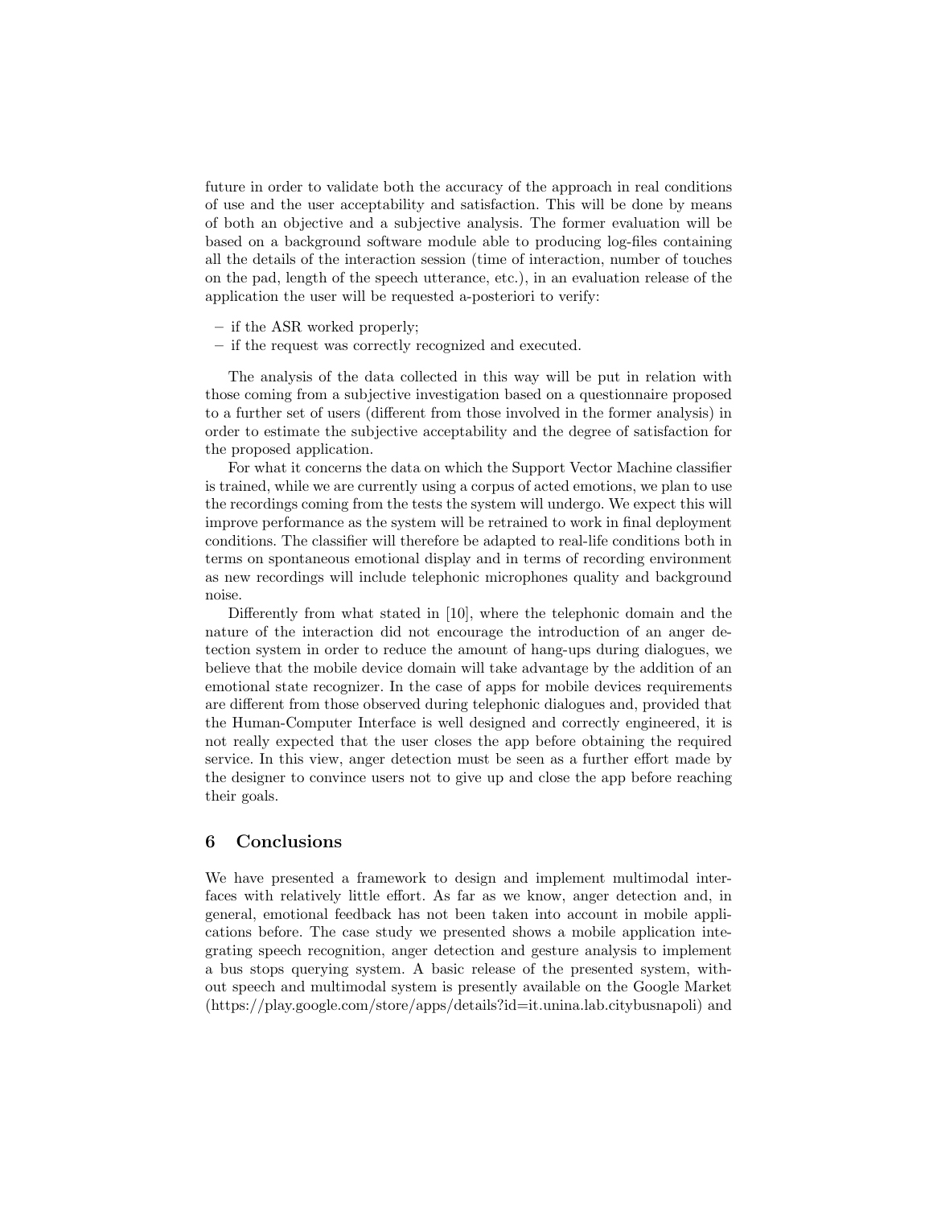future in order to validate both the accuracy of the approach in real conditions of use and the user acceptability and satisfaction. This will be done by means of both an objective and a subjective analysis. The former evaluation will be based on a background software module able to producing log-files containing all the details of the interaction session (time of interaction, number of touches on the pad, length of the speech utterance, etc.), in an evaluation release of the application the user will be requested a-posteriori to verify:

– if the ASR worked properly;
– if the request was correctly recognized and executed.

The analysis of the data collected in this way will be put in relation with those coming from a subjective investigation based on a questionnaire proposed to a further set of users (different from those involved in the former analysis) in order to estimate the subjective acceptability and the degree of satisfaction for the proposed application.

For what it concerns the data on which the Support Vector Machine classifier is trained, while we are currently using a corpus of acted emotions, we plan to use the recordings coming from the tests the system will undergo. We expect this will improve performance as the system will be retrained to work in final deployment conditions. The classifier will therefore be adapted to real-life conditions both in terms on spontaneous emotional display and in terms of recording environment as new recordings will include telephonic microphones quality and background noise.

Differently from what stated in [10], where the telephonic domain and the nature of the interaction did not encourage the introduction of an anger detection system in order to reduce the amount of hang-ups during dialogues, we believe that the mobile device domain will take advantage by the addition of an emotional state recognizer. In the case of apps for mobile devices requirements are different from those observed during telephonic dialogues and, provided that the Human-Computer Interface is well designed and correctly engineered, it is not really expected that the user closes the app before obtaining the required service. In this view, anger detection must be seen as a further effort made by the designer to convince users not to give up and close the app before reaching their goals.

## 6 Conclusions

We have presented a framework to design and implement multimodal interfaces with relatively little effort. As far as we know, anger detection and, in general, emotional feedback has not been taken into account in mobile applications before. The case study we presented shows a mobile application integrating speech recognition, anger detection and gesture analysis to implement a bus stops querying system. A basic release of the presented system, without speech and multimodal system is presently available on the Google Market (https://play.google.com/store/apps/details?id=it.unina.lab.citybusnapoli) and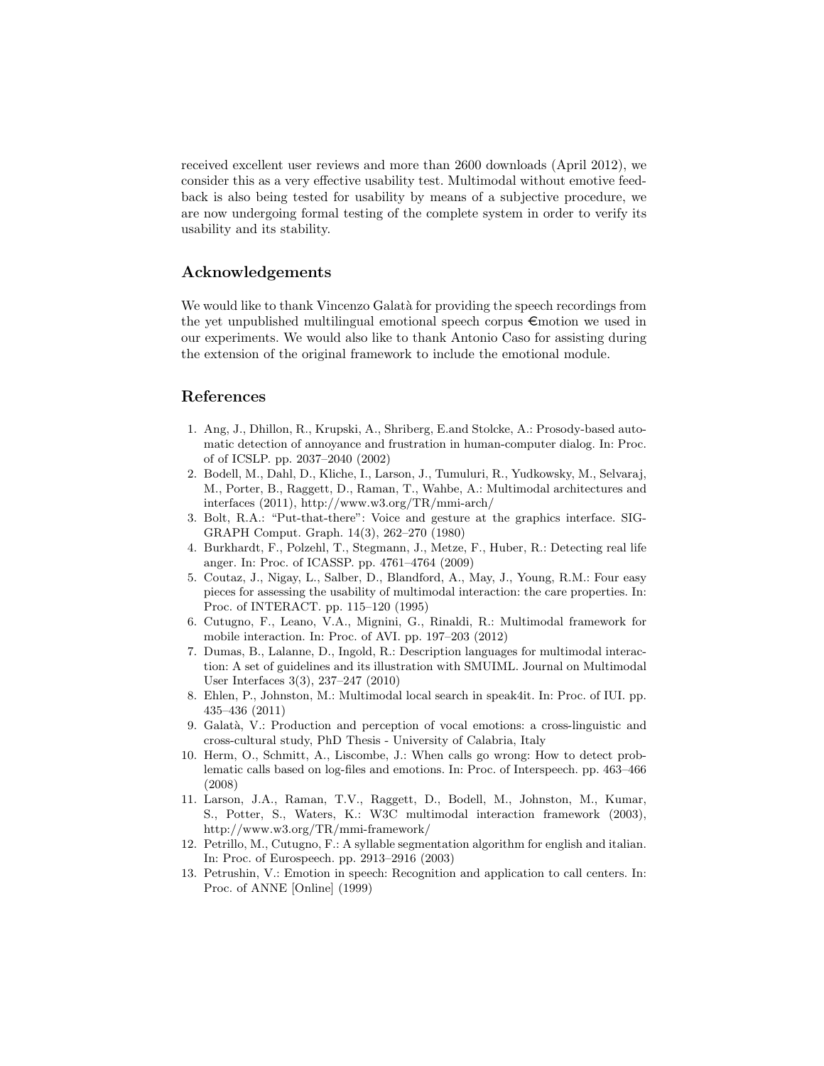received excellent user reviews and more than 2600 downloads (April 2012), we consider this as a very effective usability test. Multimodal without emotive feedback is also being tested for usability by means of a subjective procedure, we are now undergoing formal testing of the complete system in order to verify its usability and its stability.

## Acknowledgements

We would like to thank Vincenzo Galatà for providing the speech recordings from the yet unpublished multilingual emotional speech corpus €motion we used in our experiments. We would also like to thank Antonio Caso for assisting during the extension of the original framework to include the emotional module.

## References

1. Ang, J., Dhillon, R., Krupski, A., Shriberg, E.and Stolcke, A.: Prosody-based automatic detection of annoyance and frustration in human-computer dialog. In: Proc. of of ICSLP. pp. 2037–2040 (2002)
2. Bodell, M., Dahl, D., Kliche, I., Larson, J., Tumuluri, R., Yudkowsky, M., Selvaraj, M., Porter, B., Raggett, D., Raman, T., Wahbe, A.: Multimodal architectures and interfaces (2011), http://www.w3.org/TR/mmi-arch/
3. Bolt, R.A.: "Put-that-there": Voice and gesture at the graphics interface. SIGGRAPH Comput. Graph. 14(3), 262–270 (1980)
4. Burkhardt, F., Polzehl, T., Stegmann, J., Metze, F., Huber, R.: Detecting real life anger. In: Proc. of ICASSP. pp. 4761–4764 (2009)
5. Coutaz, J., Nigay, L., Salber, D., Blandford, A., May, J., Young, R.M.: Four easy pieces for assessing the usability of multimodal interaction: the care properties. In: Proc. of INTERACT. pp. 115–120 (1995)
6. Cutugno, F., Leano, V.A., Mignini, G., Rinaldi, R.: Multimodal framework for mobile interaction. In: Proc. of AVI. pp. 197–203 (2012)
7. Dumas, B., Lalanne, D., Ingold, R.: Description languages for multimodal interaction: A set of guidelines and its illustration with SMUIML. Journal on Multimodal User Interfaces 3(3), 237–247 (2010)
8. Ehlen, P., Johnston, M.: Multimodal local search in speak4it. In: Proc. of IUI. pp. 435–436 (2011)
9. Galatà, V.: Production and perception of vocal emotions: a cross-linguistic and cross-cultural study, PhD Thesis - University of Calabria, Italy
10. Herm, O., Schmitt, A., Liscombe, J.: When calls go wrong: How to detect problematic calls based on log-files and emotions. In: Proc. of Interspeech. pp. 463–466 (2008)
11. Larson, J.A., Raman, T.V., Raggett, D., Bodell, M., Johnston, M., Kumar, S., Potter, S., Waters, K.: W3C multimodal interaction framework (2003), http://www.w3.org/TR/mmi-framework/
12. Petrillo, M., Cutugno, F.: A syllable segmentation algorithm for english and italian. In: Proc. of Eurospeech. pp. 2913–2916 (2003)
13. Petrushin, V.: Emotion in speech: Recognition and application to call centers. In: Proc. of ANNE [Online] (1999)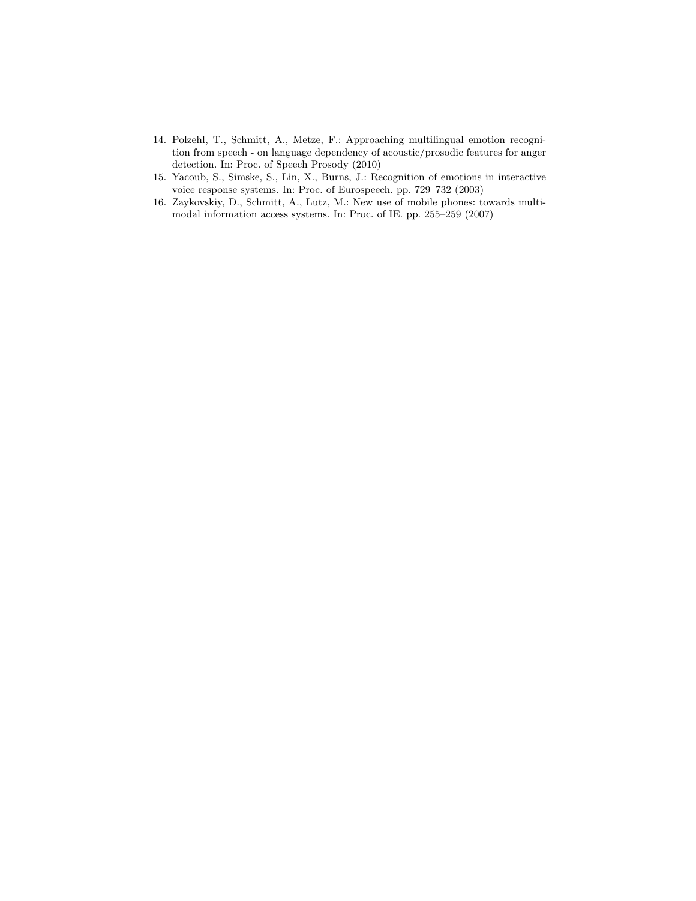14. Polzehl, T., Schmitt, A., Metze, F.: Approaching multilingual emotion recognition from speech - on language dependency of acoustic/prosodic features for anger detection. In: Proc. of Speech Prosody (2010)
15. Yacoub, S., Simske, S., Lin, X., Burns, J.: Recognition of emotions in interactive voice response systems. In: Proc. of Eurospeech. pp. 729–732 (2003)
16. Zaykovskiy, D., Schmitt, A., Lutz, M.: New use of mobile phones: towards multimodal information access systems. In: Proc. of IE. pp. 255–259 (2007)